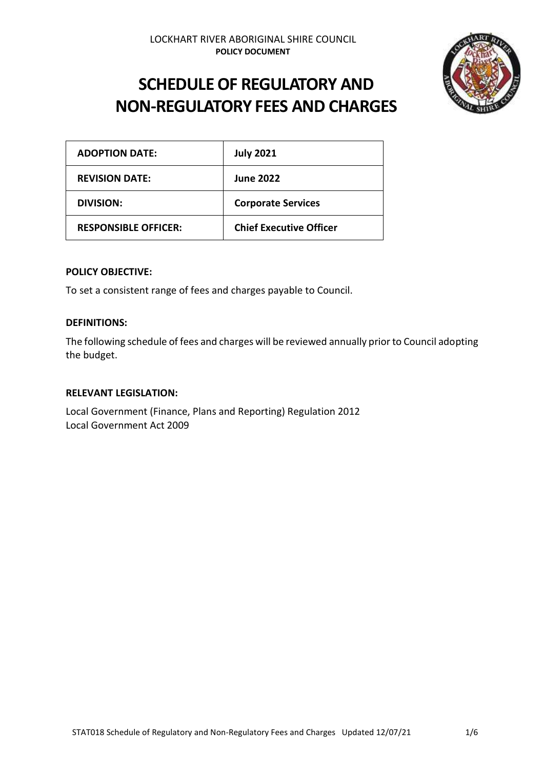LOCKHART RIVER ABORIGINAL SHIRE COUNCIL
**POLICY DOCUMENT**

# SCHEDULE OF REGULATORY AND NON-REGULATORY FEES AND CHARGES

| **ADOPTION DATE:** | **July 2021** |
|---|---|
| **REVISION DATE:** | **June 2022** |
| **DIVISION:** | **Corporate Services** |
| **RESPONSIBLE OFFICER:** | **Chief Executive Officer** |

**POLICY OBJECTIVE:**

To set a consistent range of fees and charges payable to Council.

**DEFINITIONS:**

The following schedule of fees and charges will be reviewed annually prior to Council adopting the budget.

**RELEVANT LEGISLATION:**

Local Government (Finance, Plans and Reporting) Regulation 2012
Local Government Act 2009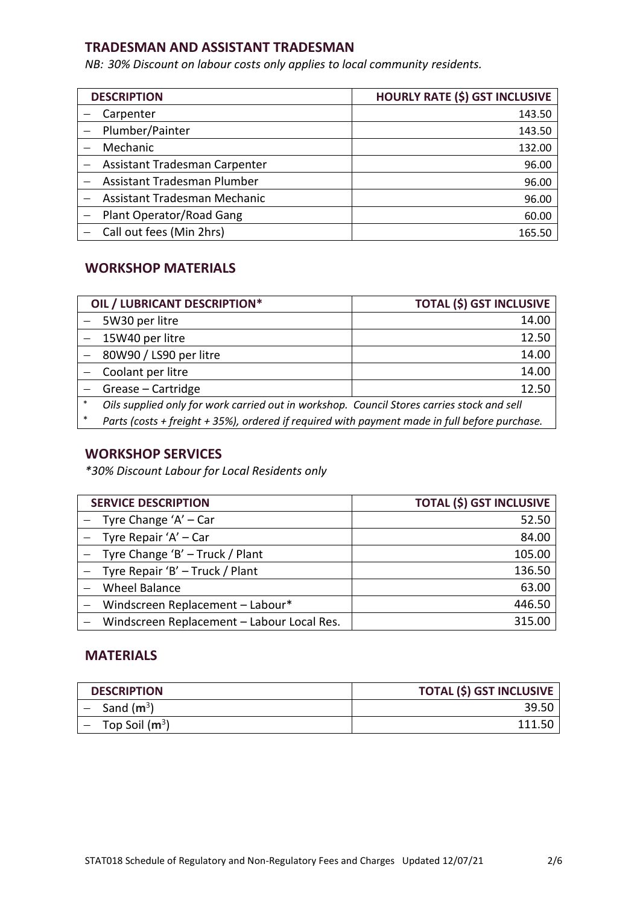## TRADESMAN AND ASSISTANT TRADESMAN

*NB: 30% Discount on labour costs only applies to local community residents.*

| DESCRIPTION | HOURLY RATE ($) GST INCLUSIVE |
|---|---:|
| – Carpenter | 143.50 |
| – Plumber/Painter | 143.50 |
| – Mechanic | 132.00 |
| – Assistant Tradesman Carpenter | 96.00 |
| – Assistant Tradesman Plumber | 96.00 |
| – Assistant Tradesman Mechanic | 96.00 |
| – Plant Operator/Road Gang | 60.00 |
| – Call out fees (Min 2hrs) | 165.50 |

## WORKSHOP MATERIALS

| OIL / LUBRICANT DESCRIPTION* | TOTAL ($) GST INCLUSIVE |
|---|---:|
| – 5W30 per litre | 14.00 |
| – 15W40 per litre | 12.50 |
| – 80W90 / LS90 per litre | 14.00 |
| – Coolant per litre | 14.00 |
| – Grease – Cartridge | 12.50 |
| * *Oils supplied only for work carried out in workshop. Council Stores carries stock and sell* | |
| * *Parts (costs + freight + 35%), ordered if required with payment made in full before purchase.* | |

## WORKSHOP SERVICES

*\*30% Discount Labour for Local Residents only*

| SERVICE DESCRIPTION | TOTAL ($) GST INCLUSIVE |
|---|---:|
| – Tyre Change 'A' – Car | 52.50 |
| – Tyre Repair 'A' – Car | 84.00 |
| – Tyre Change 'B' – Truck / Plant | 105.00 |
| – Tyre Repair 'B' – Truck / Plant | 136.50 |
| – Wheel Balance | 63.00 |
| – Windscreen Replacement – Labour* | 446.50 |
| – Windscreen Replacement – Labour Local Res. | 315.00 |

## MATERIALS

| DESCRIPTION | TOTAL ($) GST INCLUSIVE |
|---|---:|
| – Sand ($m^3$) | 39.50 |
| – Top Soil ($m^3$) | 111.50 |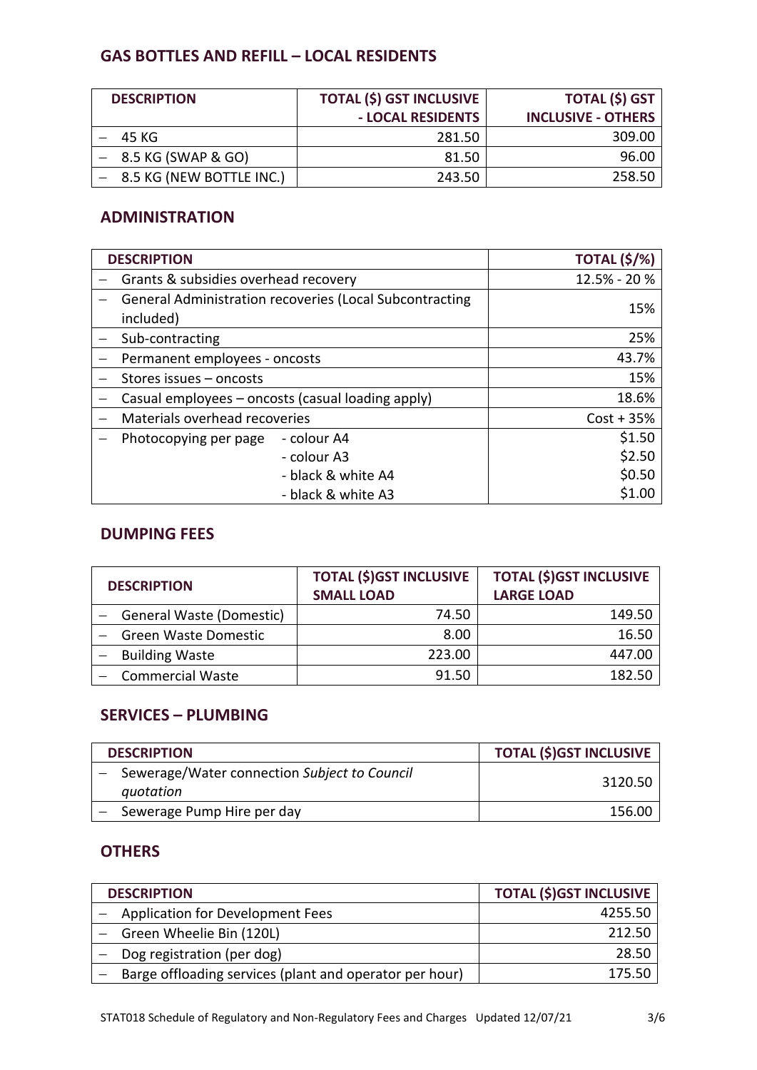## GAS BOTTLES AND REFILL – LOCAL RESIDENTS

| DESCRIPTION | TOTAL ($) GST INCLUSIVE - LOCAL RESIDENTS | TOTAL ($) GST INCLUSIVE - OTHERS |
|---|---:|---:|
| – 45 KG | 281.50 | 309.00 |
| – 8.5 KG (SWAP & GO) | 81.50 | 96.00 |
| – 8.5 KG (NEW BOTTLE INC.) | 243.50 | 258.50 |

## ADMINISTRATION

| DESCRIPTION | TOTAL ($/%) |
|---|---:|
| – Grants & subsidies overhead recovery | 12.5% - 20 % |
| – General Administration recoveries (Local Subcontracting included) | 15% |
| – Sub-contracting | 25% |
| – Permanent employees - oncosts | 43.7% |
| – Stores issues – oncosts | 15% |
| – Casual employees – oncosts (casual loading apply) | 18.6% |
| – Materials overhead recoveries | Cost + 35% |
| – Photocopying per page - colour A4 | $1.50 |
| - colour A3 | $2.50 |
| - black & white A4 | $0.50 |
| - black & white A3 | $1.00 |

## DUMPING FEES

| DESCRIPTION | TOTAL ($)GST INCLUSIVE SMALL LOAD | TOTAL ($)GST INCLUSIVE LARGE LOAD |
|---|---:|---:|
| – General Waste (Domestic) | 74.50 | 149.50 |
| – Green Waste Domestic | 8.00 | 16.50 |
| – Building Waste | 223.00 | 447.00 |
| – Commercial Waste | 91.50 | 182.50 |

## SERVICES – PLUMBING

| DESCRIPTION | TOTAL ($)GST INCLUSIVE |
|---|---:|
| – Sewerage/Water connection *Subject to Council quotation* | 3120.50 |
| – Sewerage Pump Hire per day | 156.00 |

## OTHERS

| DESCRIPTION | TOTAL ($)GST INCLUSIVE |
|---|---:|
| – Application for Development Fees | 4255.50 |
| – Green Wheelie Bin (120L) | 212.50 |
| – Dog registration (per dog) | 28.50 |
| – Barge offloading services (plant and operator per hour) | 175.50 |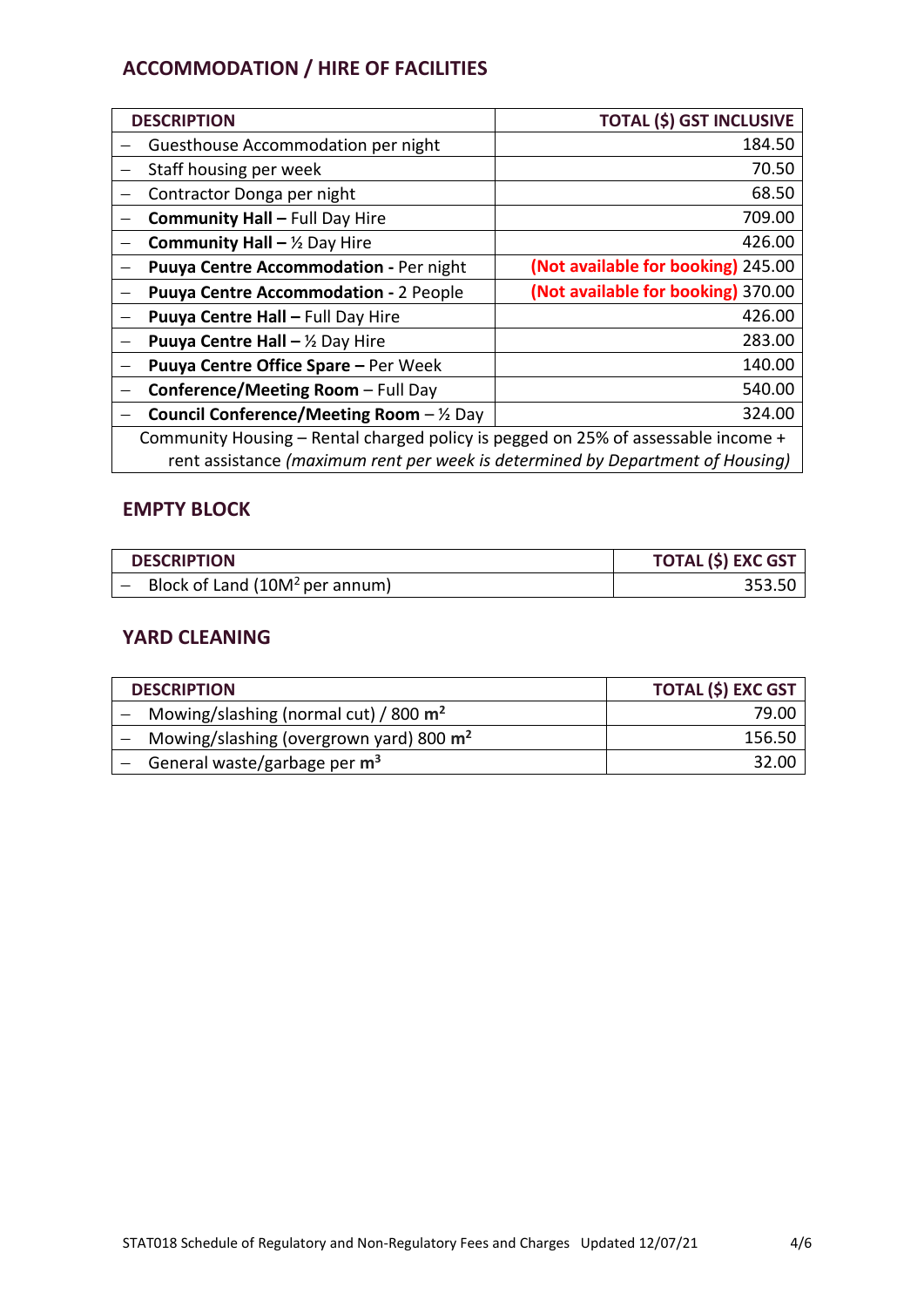## ACCOMMODATION / HIRE OF FACILITIES

| DESCRIPTION | TOTAL ($) GST INCLUSIVE |
|---|---|
| – Guesthouse Accommodation per night | 184.50 |
| – Staff housing per week | 70.50 |
| – Contractor Donga per night | 68.50 |
| – **Community Hall –** Full Day Hire | 709.00 |
| – **Community Hall –** ½ Day Hire | 426.00 |
| – **Puuya Centre Accommodation** - Per night | **(Not available for booking)** 245.00 |
| – **Puuya Centre Accommodation** - 2 People | **(Not available for booking)** 370.00 |
| – **Puuya Centre Hall –** Full Day Hire | 426.00 |
| – **Puuya Centre Hall –** ½ Day Hire | 283.00 |
| – **Puuya Centre Office Spare –** Per Week | 140.00 |
| – **Conference/Meeting Room** – Full Day | 540.00 |
| – **Council Conference/Meeting Room** – ½ Day | 324.00 |
| Community Housing – Rental charged policy is pegged on 25% of assessable income + rent assistance *(maximum rent per week is determined by Department of Housing)* | |

## EMPTY BLOCK

| DESCRIPTION | TOTAL ($) EXC GST |
|---|---|
| – Block of Land ($10M^2$ per annum) | 353.50 |

## YARD CLEANING

| DESCRIPTION | TOTAL ($) EXC GST |
|---|---|
| – Mowing/slashing (normal cut) / 800 $m^2$ | 79.00 |
| – Mowing/slashing (overgrown yard) 800 $m^2$ | 156.50 |
| – General waste/garbage per $m^3$ | 32.00 |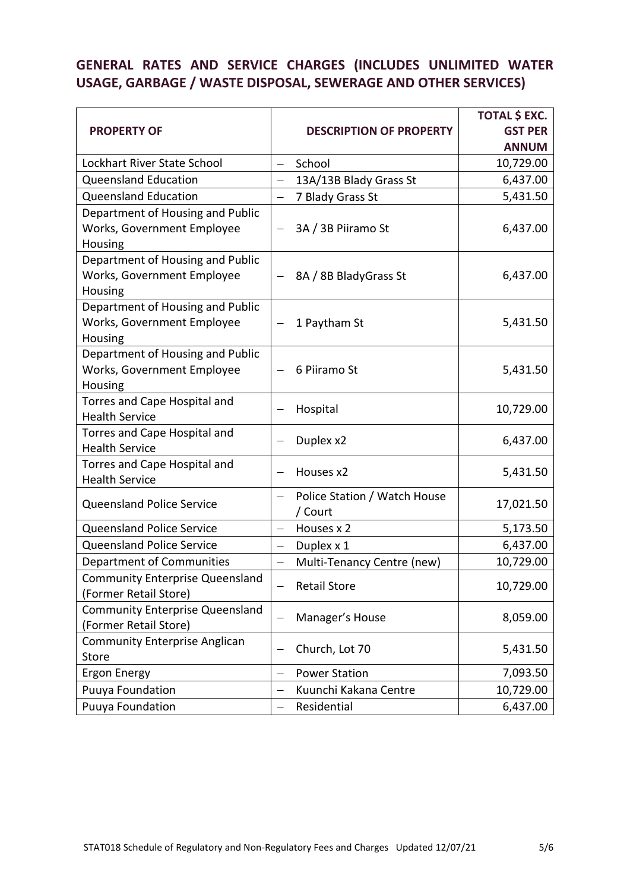## GENERAL RATES AND SERVICE CHARGES (INCLUDES UNLIMITED WATER USAGE, GARBAGE / WASTE DISPOSAL, SEWERAGE AND OTHER SERVICES)

| PROPERTY OF | DESCRIPTION OF PROPERTY | TOTAL $ EXC. GST PER ANNUM |
|---|---|---|
| Lockhart River State School | – School | 10,729.00 |
| Queensland Education | – 13A/13B Blady Grass St | 6,437.00 |
| Queensland Education | – 7 Blady Grass St | 5,431.50 |
| Department of Housing and Public Works, Government Employee Housing | – 3A / 3B Piiramo St | 6,437.00 |
| Department of Housing and Public Works, Government Employee Housing | – 8A / 8B BladyGrass St | 6,437.00 |
| Department of Housing and Public Works, Government Employee Housing | – 1 Paytham St | 5,431.50 |
| Department of Housing and Public Works, Government Employee Housing | – 6 Piiramo St | 5,431.50 |
| Torres and Cape Hospital and Health Service | – Hospital | 10,729.00 |
| Torres and Cape Hospital and Health Service | – Duplex x2 | 6,437.00 |
| Torres and Cape Hospital and Health Service | – Houses x2 | 5,431.50 |
| Queensland Police Service | – Police Station / Watch House / Court | 17,021.50 |
| Queensland Police Service | – Houses x 2 | 5,173.50 |
| Queensland Police Service | – Duplex x 1 | 6,437.00 |
| Department of Communities | – Multi-Tenancy Centre (new) | 10,729.00 |
| Community Enterprise Queensland (Former Retail Store) | – Retail Store | 10,729.00 |
| Community Enterprise Queensland (Former Retail Store) | – Manager's House | 8,059.00 |
| Community Enterprise Anglican Store | – Church, Lot 70 | 5,431.50 |
| Ergon Energy | – Power Station | 7,093.50 |
| Puuya Foundation | – Kuunchi Kakana Centre | 10,729.00 |
| Puuya Foundation | – Residential | 6,437.00 |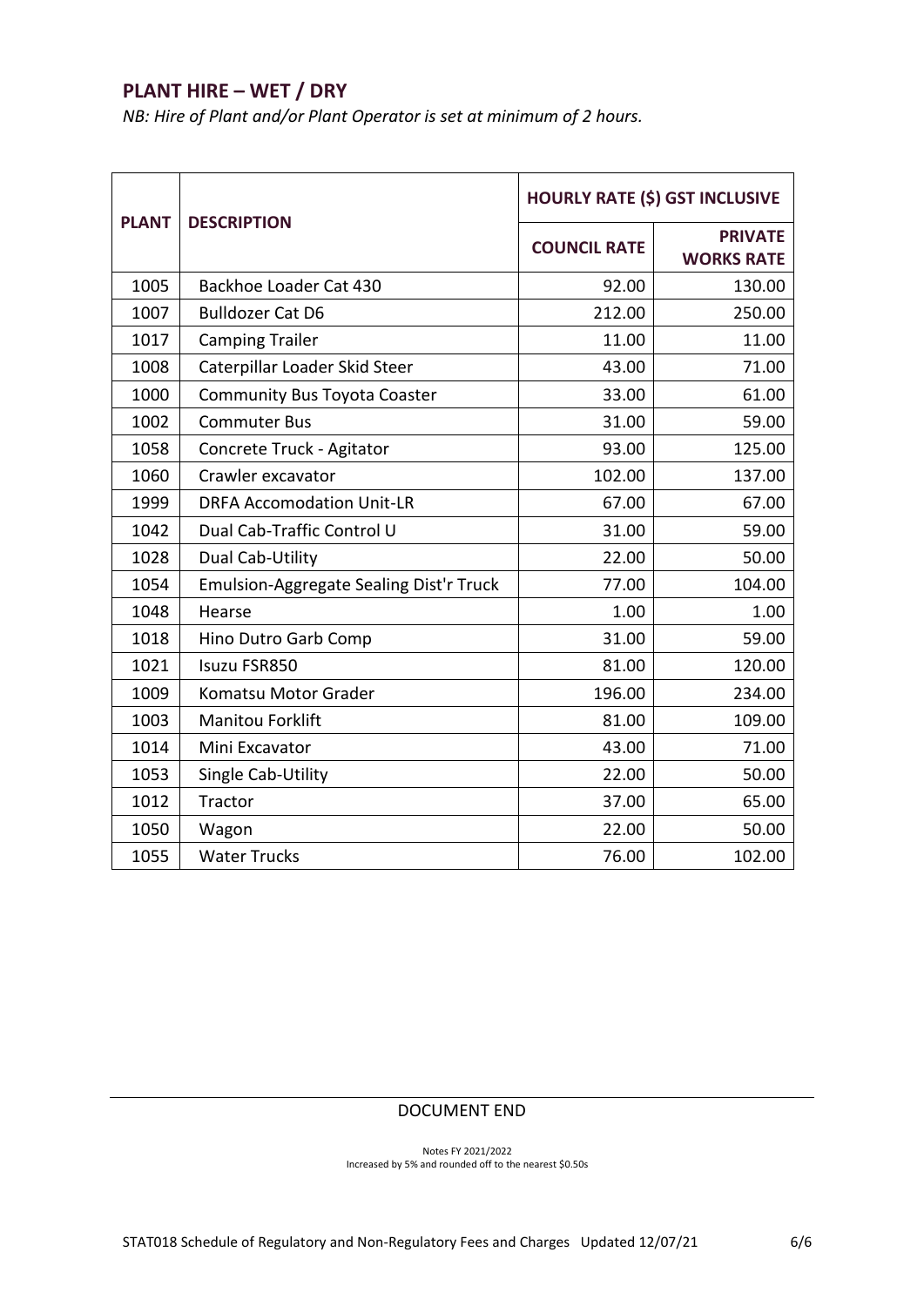## PLANT HIRE – WET / DRY

*NB: Hire of Plant and/or Plant Operator is set at minimum of 2 hours.*

| PLANT | DESCRIPTION | HOURLY RATE ($) GST INCLUSIVE | |
|---|---|---|---|
| | | COUNCIL RATE | PRIVATE WORKS RATE |
| 1005 | Backhoe Loader Cat 430 | 92.00 | 130.00 |
| 1007 | Bulldozer Cat D6 | 212.00 | 250.00 |
| 1017 | Camping Trailer | 11.00 | 11.00 |
| 1008 | Caterpillar Loader Skid Steer | 43.00 | 71.00 |
| 1000 | Community Bus Toyota Coaster | 33.00 | 61.00 |
| 1002 | Commuter Bus | 31.00 | 59.00 |
| 1058 | Concrete Truck - Agitator | 93.00 | 125.00 |
| 1060 | Crawler excavator | 102.00 | 137.00 |
| 1999 | DRFA Accomodation Unit-LR | 67.00 | 67.00 |
| 1042 | Dual Cab-Traffic Control U | 31.00 | 59.00 |
| 1028 | Dual Cab-Utility | 22.00 | 50.00 |
| 1054 | Emulsion-Aggregate Sealing Dist'r Truck | 77.00 | 104.00 |
| 1048 | Hearse | 1.00 | 1.00 |
| 1018 | Hino Dutro Garb Comp | 31.00 | 59.00 |
| 1021 | Isuzu FSR850 | 81.00 | 120.00 |
| 1009 | Komatsu Motor Grader | 196.00 | 234.00 |
| 1003 | Manitou Forklift | 81.00 | 109.00 |
| 1014 | Mini Excavator | 43.00 | 71.00 |
| 1053 | Single Cab-Utility | 22.00 | 50.00 |
| 1012 | Tractor | 37.00 | 65.00 |
| 1050 | Wagon | 22.00 | 50.00 |
| 1055 | Water Trucks | 76.00 | 102.00 |

DOCUMENT END

Notes FY 2021/2022
Increased by 5% and rounded off to the nearest $0.50s